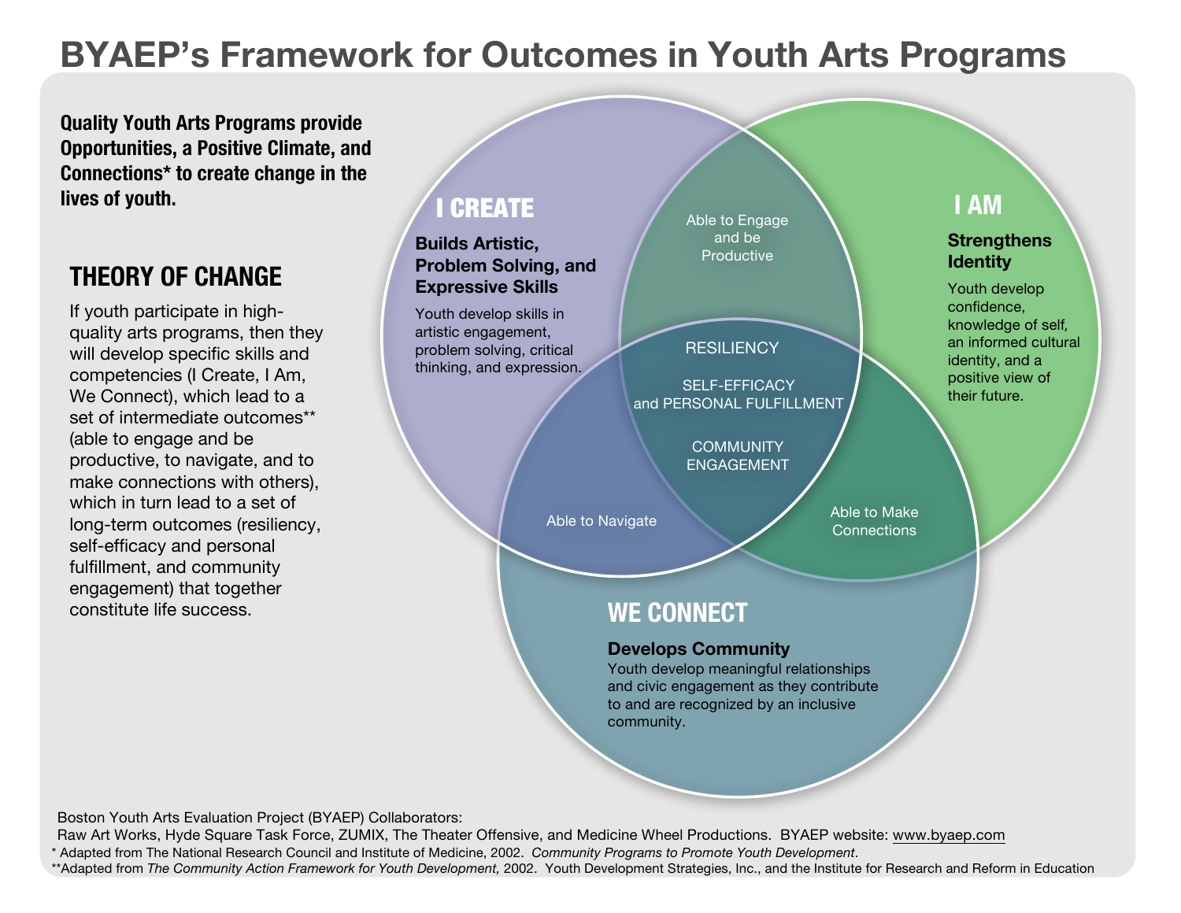# BYAEP's Framework for Outcomes in Youth Arts Programs

**Quality Youth Arts Programs provide Opportunities, a Positive Climate, and Connections* to create change in the lives of youth.**

## THEORY OF CHANGE

If youth participate in high-quality arts programs, then they will develop specific skills and competencies (I Create, I Am, We Connect), which lead to a set of intermediate outcomes** (able to engage and be productive, to navigate, and to make connections with others), which in turn lead to a set of long-term outcomes (resiliency, self-efficacy and personal fulfillment, and community engagement) that together constitute life success.

### I CREATE

**Builds Artistic, Problem Solving, and Expressive Skills**

Youth develop skills in artistic engagement, problem solving, critical thinking, and expression.

### I AM

**Strengthens Identity**

Youth develop confidence, knowledge of self, an informed cultural identity, and a positive view of their future.

### WE CONNECT

**Develops Community**

Youth develop meaningful relationships and civic engagement as they contribute to and are recognized by an inclusive community.

Able to Engage and be Productive

Able to Navigate

Able to Make Connections

RESILIENCY

SELF-EFFICACY and PERSONAL FULFILLMENT

COMMUNITY ENGAGEMENT

Boston Youth Arts Evaluation Project (BYAEP) Collaborators:
Raw Art Works, Hyde Square Task Force, ZUMIX, The Theater Offensive, and Medicine Wheel Productions. BYAEP website: www.byaep.com

* Adapted from The National Research Council and Institute of Medicine, 2002. *Community Programs to Promote Youth Development*.

**Adapted from *The Community Action Framework for Youth Development,* 2002. Youth Development Strategies, Inc., and the Institute for Research and Reform in Education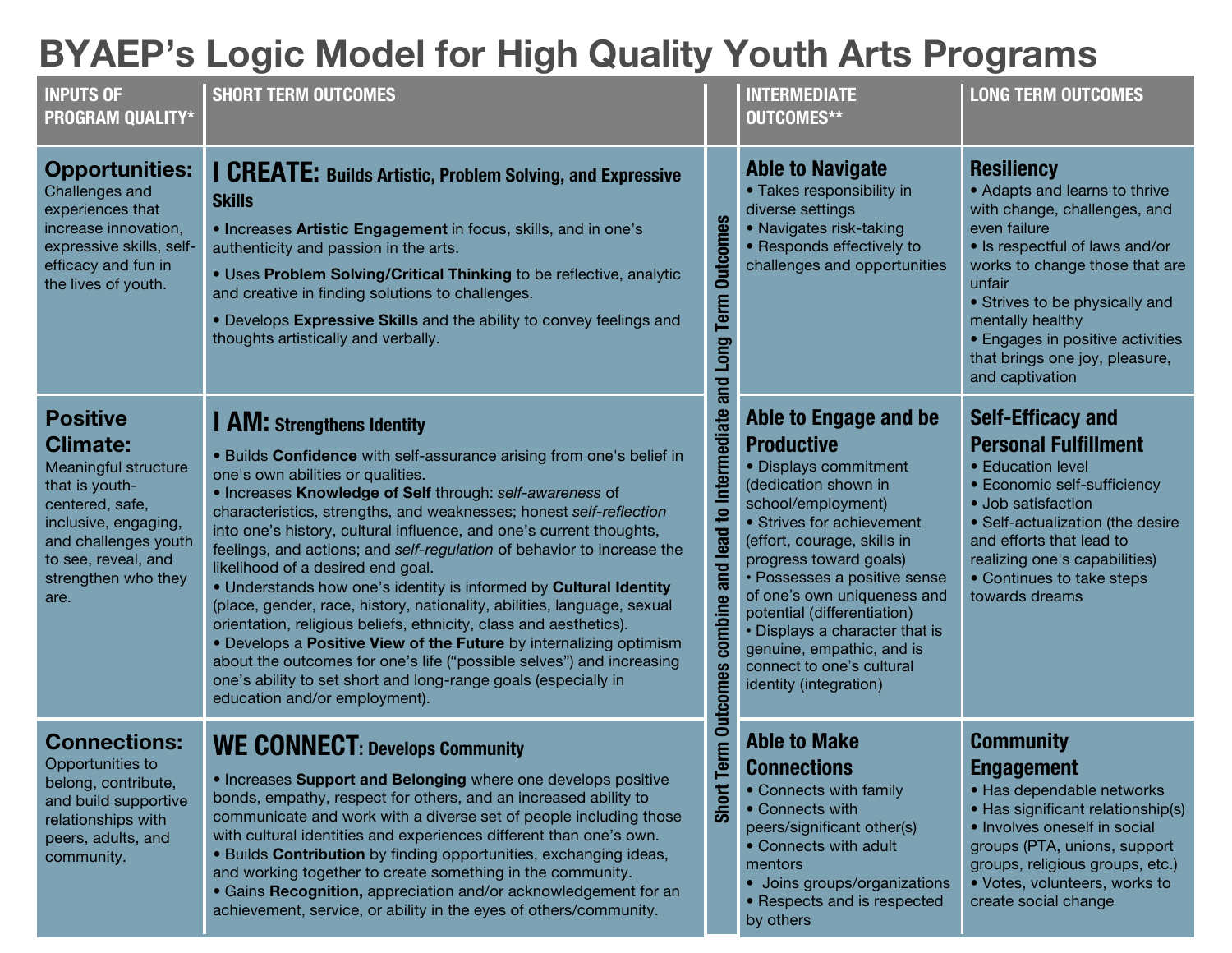# BYAEP's Logic Model for High Quality Youth Arts Programs

| INPUTS OF PROGRAM QUALITY* | SHORT TERM OUTCOMES | | INTERMEDIATE OUTCOMES** | LONG TERM OUTCOMES |
|---|---|---|---|---|
| **Opportunities:** Challenges and experiences that increase innovation, expressive skills, self-efficacy and fun in the lives of youth. | **I CREATE: Builds Artistic, Problem Solving, and Expressive Skills** <br> • **I**ncreases **Artistic Engagement** in focus, skills, and in one's authenticity and passion in the arts. <br> • Uses **Problem Solving/Critical Thinking** to be reflective, analytic and creative in finding solutions to challenges. <br> • Develops **Expressive Skills** and the ability to convey feelings and thoughts artistically and verbally. | **Short Term Outcomes combine and lead to Intermediate and Long Term Outcomes** | **Able to Navigate** <br> • Takes responsibility in diverse settings <br> • Navigates risk-taking <br> • Responds effectively to challenges and opportunities | **Resiliency** <br> • Adapts and learns to thrive with change, challenges, and even failure <br> • Is respectful of laws and/or works to change those that are unfair <br> • Strives to be physically and mentally healthy <br> • Engages in positive activities that brings one joy, pleasure, and captivation |
| **Positive Climate:** Meaningful structure that is youth-centered, safe, inclusive, engaging, and challenges youth to see, reveal, and strengthen who they are. | **I AM: Strengthens Identity** <br> • Builds **Confidence** with self-assurance arising from one's belief in one's own abilities or qualities. <br> • Increases **Knowledge of Self** through: *self-awareness* of characteristics, strengths, and weaknesses; honest *self-reflection* into one's history, cultural influence, and one's current thoughts, feelings, and actions; and *self-regulation* of behavior to increase the likelihood of a desired end goal. <br> • Understands how one's identity is informed by **Cultural Identity** (place, gender, race, history, nationality, abilities, language, sexual orientation, religious beliefs, ethnicity, class and aesthetics). <br> • Develops a **Positive View of the Future** by internalizing optimism about the outcomes for one's life ("possible selves") and increasing one's ability to set short and long-range goals (especially in education and/or employment). | | **Able to Engage and be Productive** <br> • Displays commitment (dedication shown in school/employment) <br> • Strives for achievement (effort, courage, skills in progress toward goals) <br> • Possesses a positive sense of one's own uniqueness and potential (differentiation) <br> • Displays a character that is genuine, empathic, and is connect to one's cultural identity (integration) | **Self-Efficacy and Personal Fulfillment** <br> • Education level <br> • Economic self-sufficiency <br> • Job satisfaction <br> • Self-actualization (the desire and efforts that lead to realizing one's capabilities) <br> • Continues to take steps towards dreams |
| **Connections:** Opportunities to belong, contribute, and build supportive relationships with peers, adults, and community. | **WE CONNECT: Develops Community** <br> • Increases **Support and Belonging** where one develops positive bonds, empathy, respect for others, and an increased ability to communicate and work with a diverse set of people including those with cultural identities and experiences different than one's own. <br> • Builds **Contribution** by finding opportunities, exchanging ideas, and working together to create something in the community. <br> • Gains **Recognition,** appreciation and/or acknowledgement for an achievement, service, or ability in the eyes of others/community. | | **Able to Make Connections** <br> • Connects with family <br> • Connects with peers/significant other(s) <br> • Connects with adult mentors <br> • Joins groups/organizations <br> • Respects and is respected by others | **Community Engagement** <br> • Has dependable networks <br> • Has significant relationship(s) <br> • Involves oneself in social groups (PTA, unions, support groups, religious groups, etc.) <br> • Votes, volunteers, works to create social change |